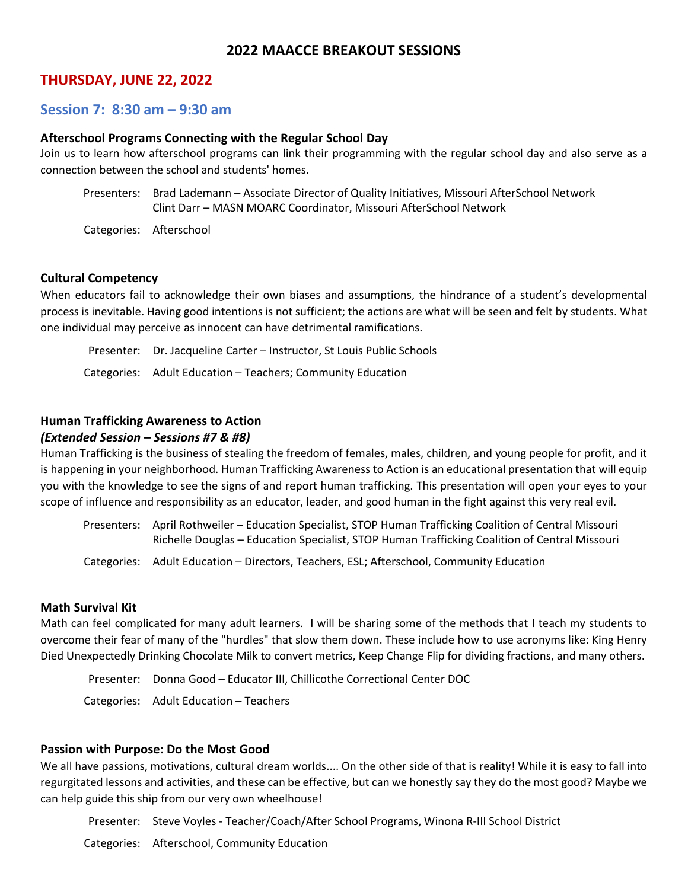# 2022 MAACCE BREAKOUT SESSIONS

## THURSDAY, JUNE 22, 2022

### Session 7: 8:30 am – 9:30 am

**Afterschool Programs Connecting with the Regular School Day**

Join us to learn how afterschool programs can link their programming with the regular school day and also serve as a connection between the school and students' homes.

Presenters: Brad Lademann – Associate Director of Quality Initiatives, Missouri AfterSchool Network
Clint Darr – MASN MOARC Coordinator, Missouri AfterSchool Network

Categories: Afterschool

**Cultural Competency**

When educators fail to acknowledge their own biases and assumptions, the hindrance of a student's developmental process is inevitable. Having good intentions is not sufficient; the actions are what will be seen and felt by students. What one individual may perceive as innocent can have detrimental ramifications.

Presenter: Dr. Jacqueline Carter – Instructor, St Louis Public Schools

Categories: Adult Education – Teachers; Community Education

**Human Trafficking Awareness to Action**
***(Extended Session – Sessions #7 & #8)***

Human Trafficking is the business of stealing the freedom of females, males, children, and young people for profit, and it is happening in your neighborhood. Human Trafficking Awareness to Action is an educational presentation that will equip you with the knowledge to see the signs of and report human trafficking. This presentation will open your eyes to your scope of influence and responsibility as an educator, leader, and good human in the fight against this very real evil.

Presenters: April Rothweiler – Education Specialist, STOP Human Trafficking Coalition of Central Missouri
Richelle Douglas – Education Specialist, STOP Human Trafficking Coalition of Central Missouri

Categories: Adult Education – Directors, Teachers, ESL; Afterschool, Community Education

**Math Survival Kit**

Math can feel complicated for many adult learners. I will be sharing some of the methods that I teach my students to overcome their fear of many of the "hurdles" that slow them down. These include how to use acronyms like: King Henry Died Unexpectedly Drinking Chocolate Milk to convert metrics, Keep Change Flip for dividing fractions, and many others.

Presenter: Donna Good – Educator III, Chillicothe Correctional Center DOC

Categories: Adult Education – Teachers

**Passion with Purpose: Do the Most Good**

We all have passions, motivations, cultural dream worlds.... On the other side of that is reality! While it is easy to fall into regurgitated lessons and activities, and these can be effective, but can we honestly say they do the most good? Maybe we can help guide this ship from our very own wheelhouse!

Presenter: Steve Voyles - Teacher/Coach/After School Programs, Winona R-III School District

Categories: Afterschool, Community Education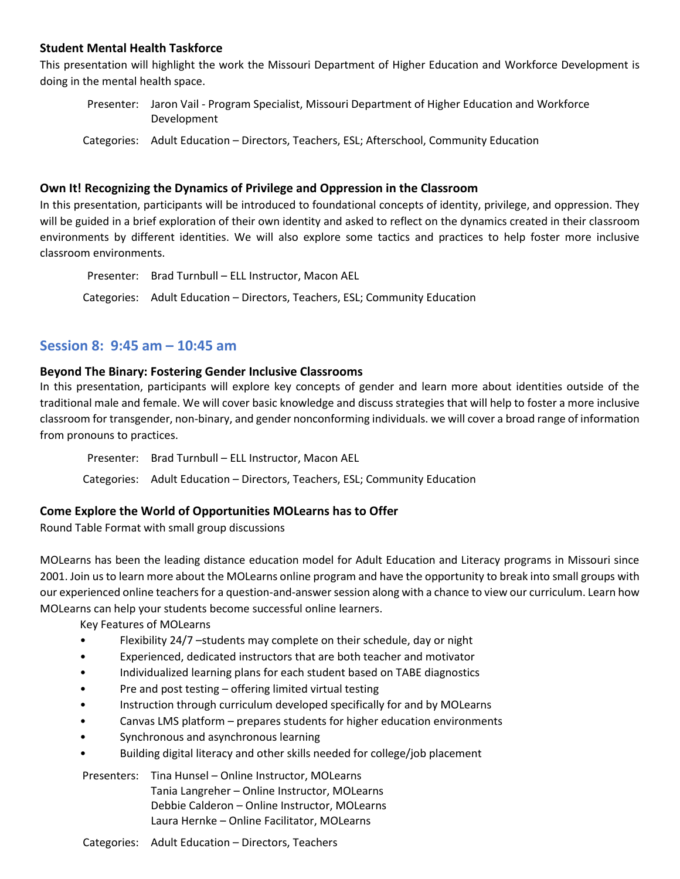### Student Mental Health Taskforce

This presentation will highlight the work the Missouri Department of Higher Education and Workforce Development is doing in the mental health space.

Presenter: Jaron Vail - Program Specialist, Missouri Department of Higher Education and Workforce Development

Categories: Adult Education – Directors, Teachers, ESL; Afterschool, Community Education

### Own It! Recognizing the Dynamics of Privilege and Oppression in the Classroom

In this presentation, participants will be introduced to foundational concepts of identity, privilege, and oppression. They will be guided in a brief exploration of their own identity and asked to reflect on the dynamics created in their classroom environments by different identities. We will also explore some tactics and practices to help foster more inclusive classroom environments.

Presenter: Brad Turnbull – ELL Instructor, Macon AEL

Categories: Adult Education – Directors, Teachers, ESL; Community Education

## Session 8: 9:45 am – 10:45 am

### Beyond The Binary: Fostering Gender Inclusive Classrooms

In this presentation, participants will explore key concepts of gender and learn more about identities outside of the traditional male and female. We will cover basic knowledge and discuss strategies that will help to foster a more inclusive classroom for transgender, non-binary, and gender nonconforming individuals. we will cover a broad range of information from pronouns to practices.

Presenter: Brad Turnbull – ELL Instructor, Macon AEL

Categories: Adult Education – Directors, Teachers, ESL; Community Education

### Come Explore the World of Opportunities MOLearns has to Offer

Round Table Format with small group discussions

MOLearns has been the leading distance education model for Adult Education and Literacy programs in Missouri since 2001. Join us to learn more about the MOLearns online program and have the opportunity to break into small groups with our experienced online teachers for a question-and-answer session along with a chance to view our curriculum. Learn how MOLearns can help your students become successful online learners.

Key Features of MOLearns

- Flexibility 24/7 –students may complete on their schedule, day or night
- Experienced, dedicated instructors that are both teacher and motivator
- Individualized learning plans for each student based on TABE diagnostics
- Pre and post testing – offering limited virtual testing
- Instruction through curriculum developed specifically for and by MOLearns
- Canvas LMS platform – prepares students for higher education environments
- Synchronous and asynchronous learning
- Building digital literacy and other skills needed for college/job placement

Presenters: Tina Hunsel – Online Instructor, MOLearns
Tania Langreher – Online Instructor, MOLearns
Debbie Calderon – Online Instructor, MOLearns
Laura Hernke – Online Facilitator, MOLearns

Categories: Adult Education – Directors, Teachers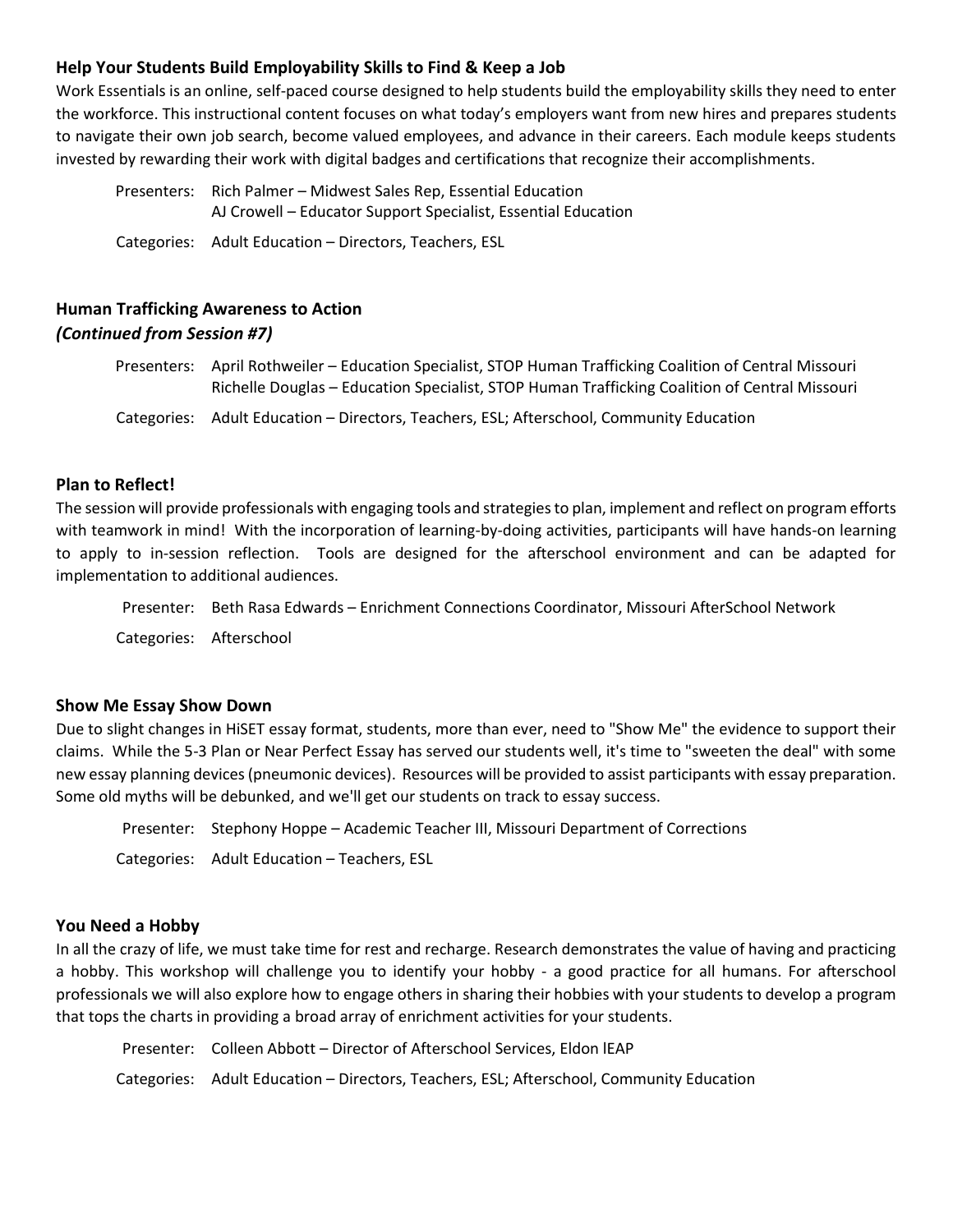### Help Your Students Build Employability Skills to Find & Keep a Job

Work Essentials is an online, self-paced course designed to help students build the employability skills they need to enter the workforce. This instructional content focuses on what today's employers want from new hires and prepares students to navigate their own job search, become valued employees, and advance in their careers. Each module keeps students invested by rewarding their work with digital badges and certifications that recognize their accomplishments.

Presenters: Rich Palmer – Midwest Sales Rep, Essential Education
AJ Crowell – Educator Support Specialist, Essential Education

Categories: Adult Education – Directors, Teachers, ESL

### Human Trafficking Awareness to Action
***(Continued from Session #7)***

Presenters: April Rothweiler – Education Specialist, STOP Human Trafficking Coalition of Central Missouri
Richelle Douglas – Education Specialist, STOP Human Trafficking Coalition of Central Missouri

Categories: Adult Education – Directors, Teachers, ESL; Afterschool, Community Education

### Plan to Reflect!

The session will provide professionals with engaging tools and strategies to plan, implement and reflect on program efforts with teamwork in mind! With the incorporation of learning-by-doing activities, participants will have hands-on learning to apply to in-session reflection. Tools are designed for the afterschool environment and can be adapted for implementation to additional audiences.

Presenter: Beth Rasa Edwards – Enrichment Connections Coordinator, Missouri AfterSchool Network

Categories: Afterschool

### Show Me Essay Show Down

Due to slight changes in HiSET essay format, students, more than ever, need to "Show Me" the evidence to support their claims. While the 5-3 Plan or Near Perfect Essay has served our students well, it's time to "sweeten the deal" with some new essay planning devices (pneumonic devices). Resources will be provided to assist participants with essay preparation. Some old myths will be debunked, and we'll get our students on track to essay success.

Presenter: Stephony Hoppe – Academic Teacher III, Missouri Department of Corrections

Categories: Adult Education – Teachers, ESL

### You Need a Hobby

In all the crazy of life, we must take time for rest and recharge. Research demonstrates the value of having and practicing a hobby. This workshop will challenge you to identify your hobby - a good practice for all humans. For afterschool professionals we will also explore how to engage others in sharing their hobbies with your students to develop a program that tops the charts in providing a broad array of enrichment activities for your students.

Presenter: Colleen Abbott – Director of Afterschool Services, Eldon lEAP

Categories: Adult Education – Directors, Teachers, ESL; Afterschool, Community Education